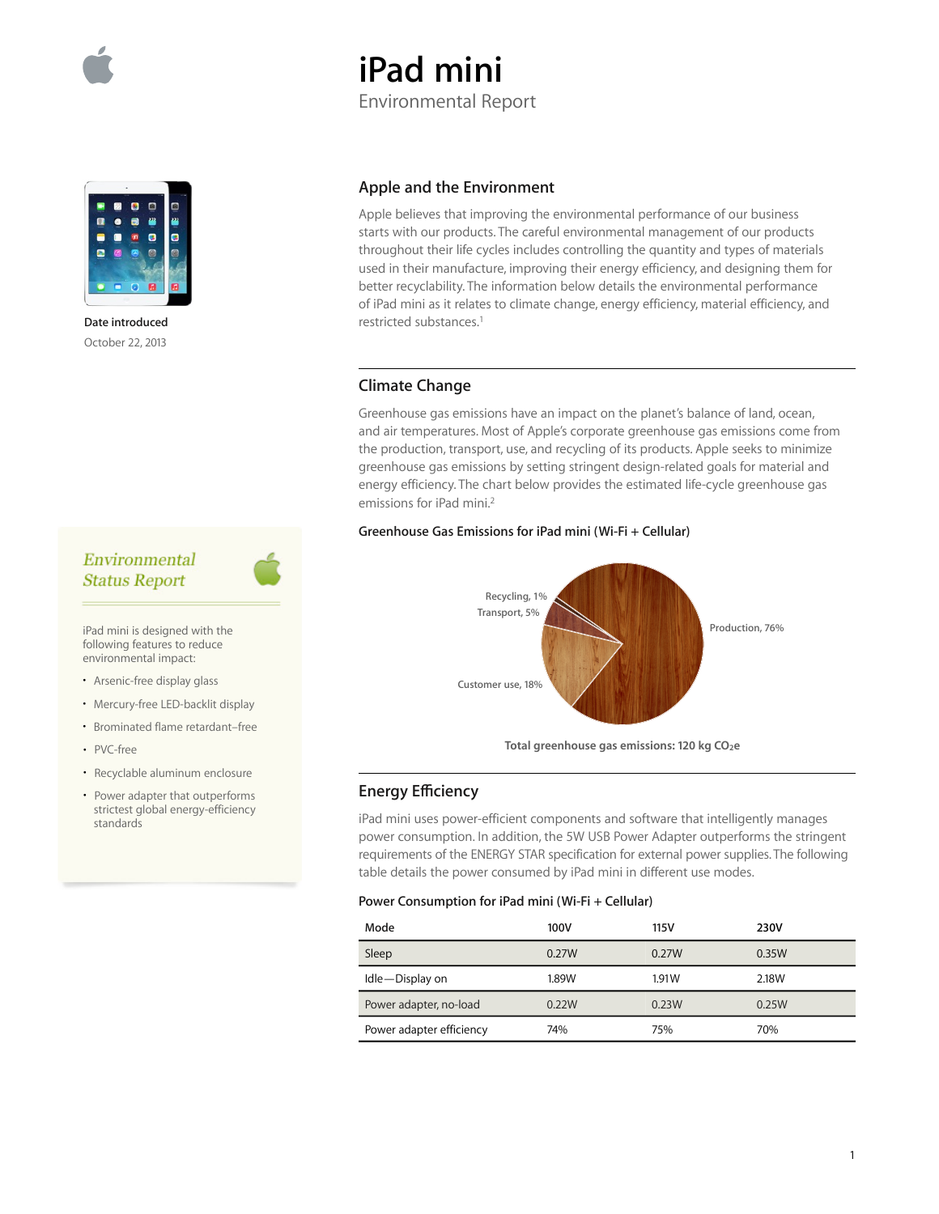# iPad mini

Environmental Report

**Date introduced**

October 22, 2013

## Apple and the Environment

Apple believes that improving the environmental performance of our business starts with our products. The careful environmental management of our products throughout their life cycles includes controlling the quantity and types of materials used in their manufacture, improving their energy efficiency, and designing them for better recyclability. The information below details the environmental performance of iPad mini as it relates to climate change, energy efficiency, material efficiency, and restricted substances.[1]

## Climate Change

Greenhouse gas emissions have an impact on the planet's balance of land, ocean, and air temperatures. Most of Apple's corporate greenhouse gas emissions come from the production, transport, use, and recycling of its products. Apple seeks to minimize greenhouse gas emissions by setting stringent design-related goals for material and energy efficiency. The chart below provides the estimated life-cycle greenhouse gas emissions for iPad mini.[2]

**Greenhouse Gas Emissions for iPad mini (Wi-Fi + Cellular)**

Recycling, 1%
Transport, 5%
Production, 76%
Customer use, 18%

Total greenhouse gas emissions: 120 kg $CO_2e$

### *Environmental Status Report*

iPad mini is designed with the following features to reduce environmental impact:

- Arsenic-free display glass
- Mercury-free LED-backlit display
- Brominated flame retardant–free
- PVC-free
- Recyclable aluminum enclosure
- Power adapter that outperforms strictest global energy-efficiency standards

## Energy Efficiency

iPad mini uses power-efficient components and software that intelligently manages power consumption. In addition, the 5W USB Power Adapter outperforms the stringent requirements of the ENERGY STAR specification for external power supplies. The following table details the power consumed by iPad mini in different use modes.

**Power Consumption for iPad mini (Wi-Fi + Cellular)**

| Mode | 100V | 115V | 230V |
|---|---|---|---|
| Sleep | 0.27W | 0.27W | 0.35W |
| Idle—Display on | 1.89W | 1.91W | 2.18W |
| Power adapter, no-load | 0.22W | 0.23W | 0.25W |
| Power adapter efficiency | 74% | 75% | 70% |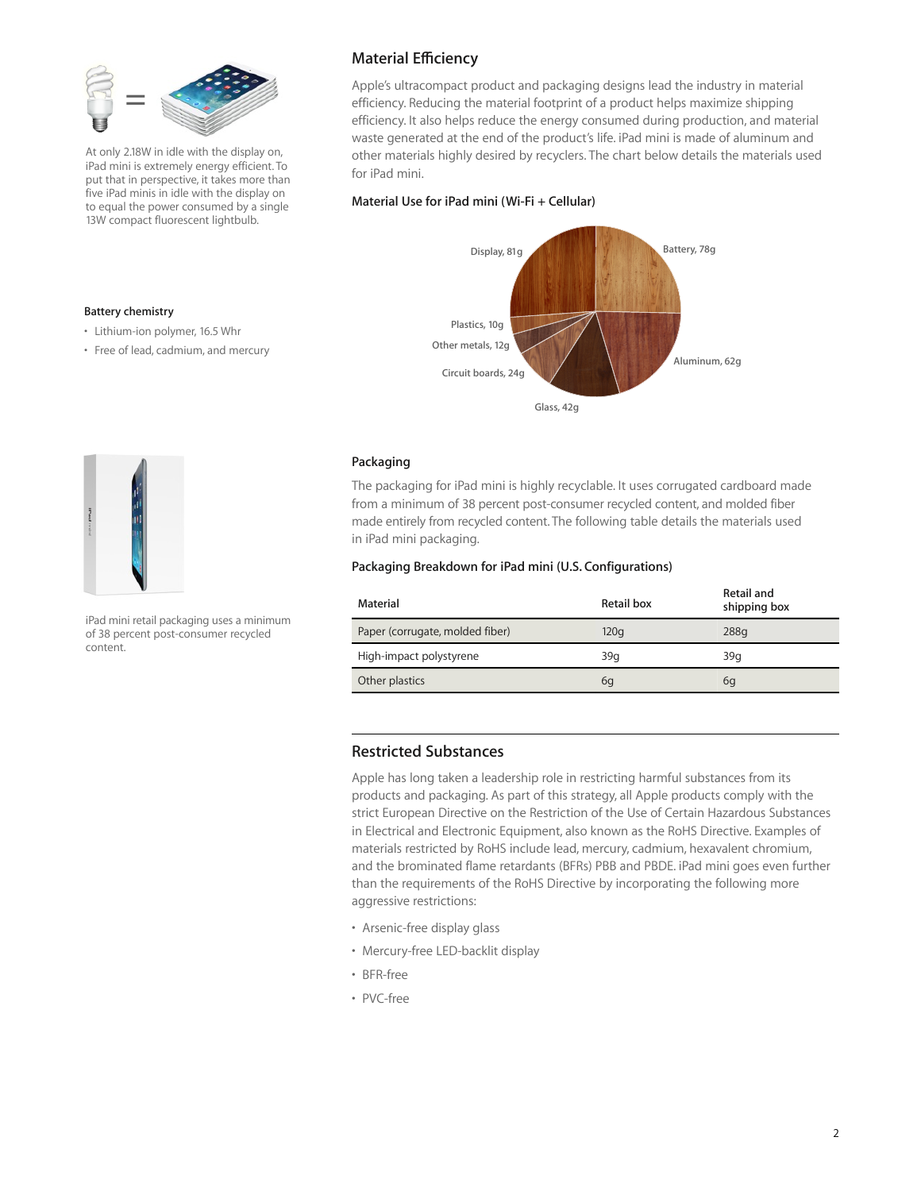At only 2.18W in idle with the display on, iPad mini is extremely energy efficient. To put that in perspective, it takes more than five iPad minis in idle with the display on to equal the power consumed by a single 13W compact fluorescent lightbulb.

## Material Efficiency

Apple's ultracompact product and packaging designs lead the industry in material efficiency. Reducing the material footprint of a product helps maximize shipping efficiency. It also helps reduce the energy consumed during production, and material waste generated at the end of the product's life. iPad mini is made of aluminum and other materials highly desired by recyclers. The chart below details the materials used for iPad mini.

**Material Use for iPad mini (Wi-Fi + Cellular)**

Display, 81g
Battery, 78g
Aluminum, 62g
Glass, 42g
Circuit boards, 24g
Other metals, 12g
Plastics, 10g

**Battery chemistry**

- Lithium-ion polymer, 16.5 Whr
- Free of lead, cadmium, and mercury

### Packaging

The packaging for iPad mini is highly recyclable. It uses corrugated cardboard made from a minimum of 38 percent post-consumer recycled content, and molded fiber made entirely from recycled content. The following table details the materials used in iPad mini packaging.

**Packaging Breakdown for iPad mini (U.S. Configurations)**

| Material | Retail box | Retail and shipping box |
| --- | --- | --- |
| Paper (corrugate, molded fiber) | 120g | 288g |
| High-impact polystyrene | 39g | 39g |
| Other plastics | 6g | 6g |

iPad mini retail packaging uses a minimum of 38 percent post-consumer recycled content.

## Restricted Substances

Apple has long taken a leadership role in restricting harmful substances from its products and packaging. As part of this strategy, all Apple products comply with the strict European Directive on the Restriction of the Use of Certain Hazardous Substances in Electrical and Electronic Equipment, also known as the RoHS Directive. Examples of materials restricted by RoHS include lead, mercury, cadmium, hexavalent chromium, and the brominated flame retardants (BFRs) PBB and PBDE. iPad mini goes even further than the requirements of the RoHS Directive by incorporating the following more aggressive restrictions:

- Arsenic-free display glass
- Mercury-free LED-backlit display
- BFR-free
- PVC-free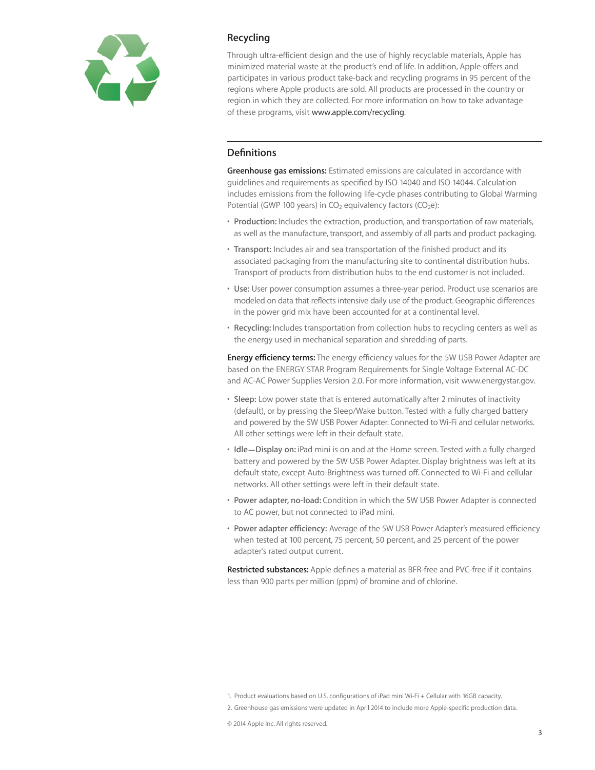## Recycling

Through ultra-efficient design and the use of highly recyclable materials, Apple has minimized material waste at the product's end of life. In addition, Apple offers and participates in various product take-back and recycling programs in 95 percent of the regions where Apple products are sold. All products are processed in the country or region in which they are collected. For more information on how to take advantage of these programs, visit www.apple.com/recycling.

## Definitions

**Greenhouse gas emissions:** Estimated emissions are calculated in accordance with guidelines and requirements as specified by ISO 14040 and ISO 14044. Calculation includes emissions from the following life-cycle phases contributing to Global Warming Potential (GWP 100 years) in $CO_2$ equivalency factors ($CO_2e$):

- **Production:** Includes the extraction, production, and transportation of raw materials, as well as the manufacture, transport, and assembly of all parts and product packaging.
- **Transport:** Includes air and sea transportation of the finished product and its associated packaging from the manufacturing site to continental distribution hubs. Transport of products from distribution hubs to the end customer is not included.
- **Use:** User power consumption assumes a three-year period. Product use scenarios are modeled on data that reflects intensive daily use of the product. Geographic differences in the power grid mix have been accounted for at a continental level.
- **Recycling:** Includes transportation from collection hubs to recycling centers as well as the energy used in mechanical separation and shredding of parts.

**Energy efficiency terms:** The energy efficiency values for the 5W USB Power Adapter are based on the ENERGY STAR Program Requirements for Single Voltage External AC-DC and AC-AC Power Supplies Version 2.0. For more information, visit www.energystar.gov.

- **Sleep:** Low power state that is entered automatically after 2 minutes of inactivity (default), or by pressing the Sleep/Wake button. Tested with a fully charged battery and powered by the 5W USB Power Adapter. Connected to Wi-Fi and cellular networks. All other settings were left in their default state.
- **Idle—Display on:** iPad mini is on and at the Home screen. Tested with a fully charged battery and powered by the 5W USB Power Adapter. Display brightness was left at its default state, except Auto-Brightness was turned off. Connected to Wi-Fi and cellular networks. All other settings were left in their default state.
- **Power adapter, no-load:** Condition in which the 5W USB Power Adapter is connected to AC power, but not connected to iPad mini.
- **Power adapter efficiency:** Average of the 5W USB Power Adapter's measured efficiency when tested at 100 percent, 75 percent, 50 percent, and 25 percent of the power adapter's rated output current.

**Restricted substances:** Apple defines a material as BFR-free and PVC-free if it contains less than 900 parts per million (ppm) of bromine and of chlorine.

1. Product evaluations based on U.S. configurations of iPad mini Wi-Fi + Cellular with 16GB capacity.
2. Greenhouse gas emissions were updated in April 2014 to include more Apple-specific production data.

© 2014 Apple Inc. All rights reserved.